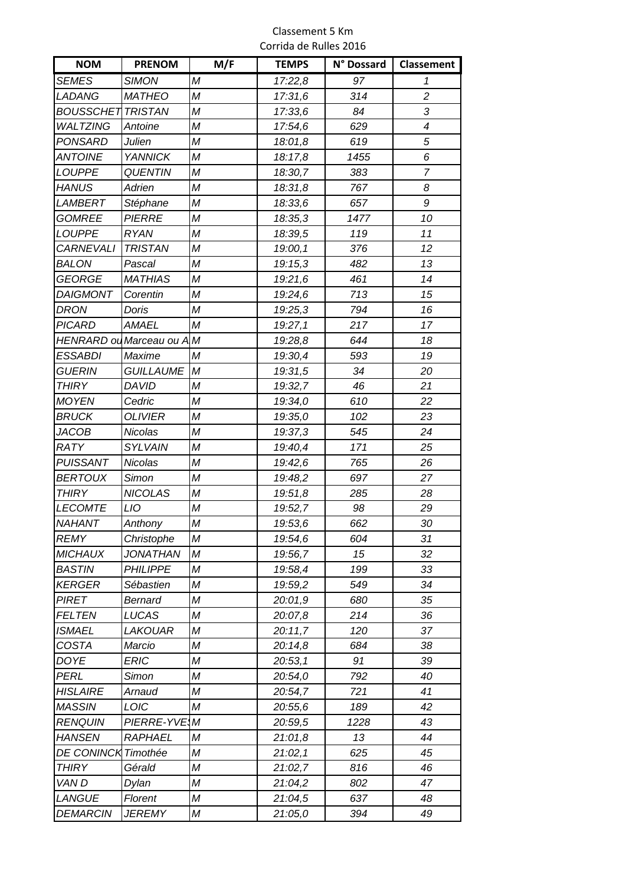Classement 5 Km

Corrida de Rulles 2016

| NOM | PRENOM | M/F | TEMPS | N° Dossard | Classement |
|---|---|---|---|---|---|
| SEMES | SIMON | M | 17:22,8 | 97 | 1 |
| LADANG | MATHEO | M | 17:31,6 | 314 | 2 |
| BOUSSCHET | TRISTAN | M | 17:33,6 | 84 | 3 |
| WALTZING | Antoine | M | 17:54,6 | 629 | 4 |
| PONSARD | Julien | M | 18:01,8 | 619 | 5 |
| ANTOINE | YANNICK | M | 18:17,8 | 1455 | 6 |
| LOUPPE | QUENTIN | M | 18:30,7 | 383 | 7 |
| HANUS | Adrien | M | 18:31,8 | 767 | 8 |
| LAMBERT | Stéphane | M | 18:33,6 | 657 | 9 |
| GOMREE | PIERRE | M | 18:35,3 | 1477 | 10 |
| LOUPPE | RYAN | M | 18:39,5 | 119 | 11 |
| CARNEVALI | TRISTAN | M | 19:00,1 | 376 | 12 |
| BALON | Pascal | M | 19:15,3 | 482 | 13 |
| GEORGE | MATHIAS | M | 19:21,6 | 461 | 14 |
| DAIGMONT | Corentin | M | 19:24,6 | 713 | 15 |
| DRON | Doris | M | 19:25,3 | 794 | 16 |
| PICARD | AMAEL | M | 19:27,1 | 217 | 17 |
| HENRARD ou | Marceau ou A | M | 19:28,8 | 644 | 18 |
| ESSABDI | Maxime | M | 19:30,4 | 593 | 19 |
| GUERIN | GUILLAUME | M | 19:31,5 | 34 | 20 |
| THIRY | DAVID | M | 19:32,7 | 46 | 21 |
| MOYEN | Cedric | M | 19:34,0 | 610 | 22 |
| BRUCK | OLIVIER | M | 19:35,0 | 102 | 23 |
| JACOB | Nicolas | M | 19:37,3 | 545 | 24 |
| RATY | SYLVAIN | M | 19:40,4 | 171 | 25 |
| PUISSANT | Nicolas | M | 19:42,6 | 765 | 26 |
| BERTOUX | Simon | M | 19:48,2 | 697 | 27 |
| THIRY | NICOLAS | M | 19:51,8 | 285 | 28 |
| LECOMTE | LIO | M | 19:52,7 | 98 | 29 |
| NAHANT | Anthony | M | 19:53,6 | 662 | 30 |
| REMY | Christophe | M | 19:54,6 | 604 | 31 |
| MICHAUX | JONATHAN | M | 19:56,7 | 15 | 32 |
| BASTIN | PHILIPPE | M | 19:58,4 | 199 | 33 |
| KERGER | Sébastien | M | 19:59,2 | 549 | 34 |
| PIRET | Bernard | M | 20:01,9 | 680 | 35 |
| FELTEN | LUCAS | M | 20:07,8 | 214 | 36 |
| ISMAEL | LAKOUAR | M | 20:11,7 | 120 | 37 |
| COSTA | Marcio | M | 20:14,8 | 684 | 38 |
| DOYE | ERIC | M | 20:53,1 | 91 | 39 |
| PERL | Simon | M | 20:54,0 | 792 | 40 |
| HISLAIRE | Arnaud | M | 20:54,7 | 721 | 41 |
| MASSIN | LOIC | M | 20:55,6 | 189 | 42 |
| RENQUIN | PIERRE-YVES | M | 20:59,5 | 1228 | 43 |
| HANSEN | RAPHAEL | M | 21:01,8 | 13 | 44 |
| DE CONINCK | Timothée | M | 21:02,1 | 625 | 45 |
| THIRY | Gérald | M | 21:02,7 | 816 | 46 |
| VAN D | Dylan | M | 21:04,2 | 802 | 47 |
| LANGUE | Florent | M | 21:04,5 | 637 | 48 |
| DEMARCIN | JEREMY | M | 21:05,0 | 394 | 49 |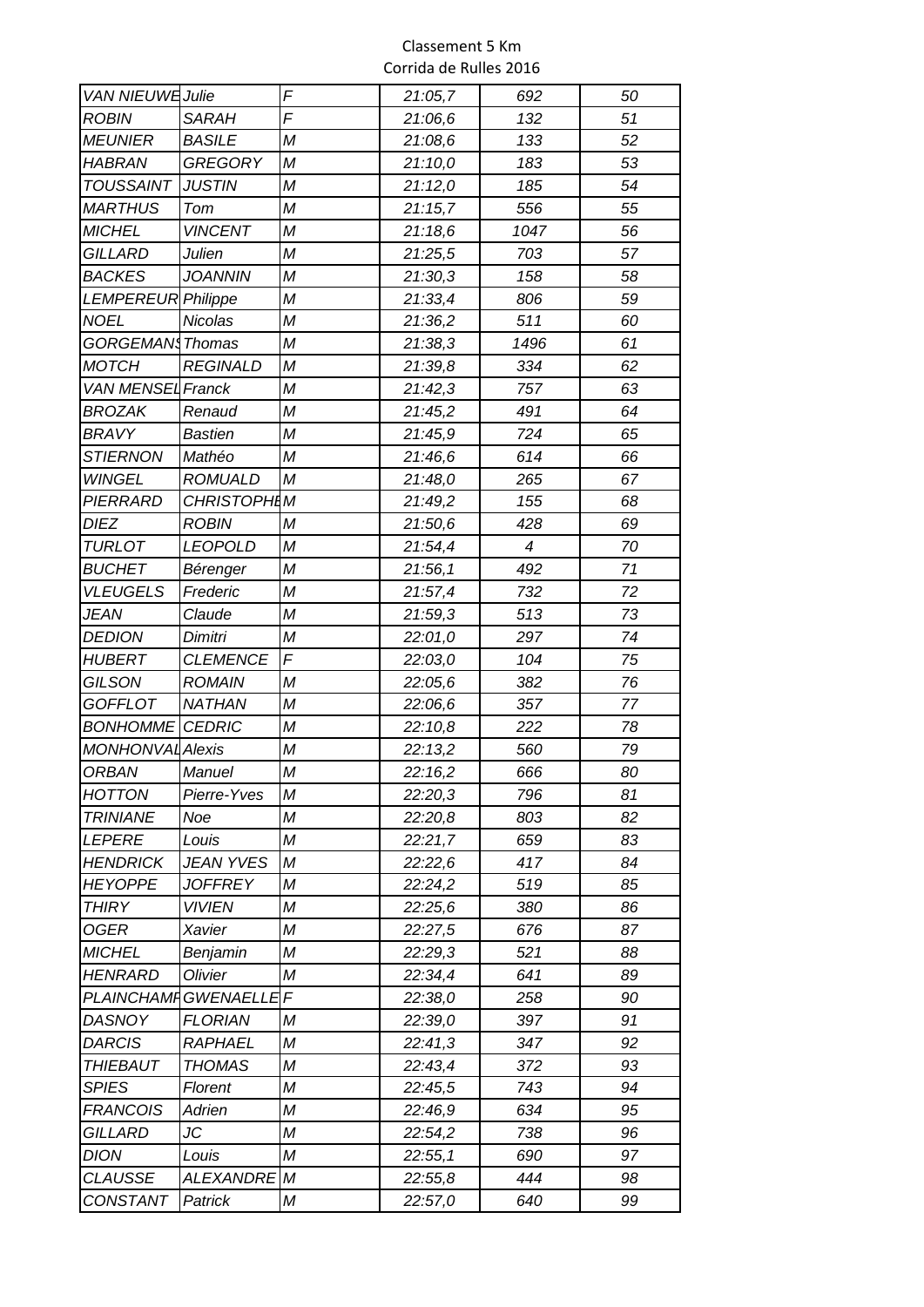Classement 5 Km
Corrida de Rulles 2016

| | | | | | |
|---|---|---|---|---|---|
| VAN NIEUWE | Julie | F | 21:05,7 | 692 | 50 |
| ROBIN | SARAH | F | 21:06,6 | 132 | 51 |
| MEUNIER | BASILE | M | 21:08,6 | 133 | 52 |
| HABRAN | GREGORY | M | 21:10,0 | 183 | 53 |
| TOUSSAINT | JUSTIN | M | 21:12,0 | 185 | 54 |
| MARTHUS | Tom | M | 21:15,7 | 556 | 55 |
| MICHEL | VINCENT | M | 21:18,6 | 1047 | 56 |
| GILLARD | Julien | M | 21:25,5 | 703 | 57 |
| BACKES | JOANNIN | M | 21:30,3 | 158 | 58 |
| LEMPEREUR | Philippe | M | 21:33,4 | 806 | 59 |
| NOEL | Nicolas | M | 21:36,2 | 511 | 60 |
| GORGEMANS | Thomas | M | 21:38,3 | 1496 | 61 |
| MOTCH | REGINALD | M | 21:39,8 | 334 | 62 |
| VAN MENSEL | Franck | M | 21:42,3 | 757 | 63 |
| BROZAK | Renaud | M | 21:45,2 | 491 | 64 |
| BRAVY | Bastien | M | 21:45,9 | 724 | 65 |
| STIERNON | Mathéo | M | 21:46,6 | 614 | 66 |
| WINGEL | ROMUALD | M | 21:48,0 | 265 | 67 |
| PIERRARD | CHRISTOPHE | M | 21:49,2 | 155 | 68 |
| DIEZ | ROBIN | M | 21:50,6 | 428 | 69 |
| TURLOT | LEOPOLD | M | 21:54,4 | 4 | 70 |
| BUCHET | Bérenger | M | 21:56,1 | 492 | 71 |
| VLEUGELS | Frederic | M | 21:57,4 | 732 | 72 |
| JEAN | Claude | M | 21:59,3 | 513 | 73 |
| DEDION | Dimitri | M | 22:01,0 | 297 | 74 |
| HUBERT | CLEMENCE | F | 22:03,0 | 104 | 75 |
| GILSON | ROMAIN | M | 22:05,6 | 382 | 76 |
| GOFFLOT | NATHAN | M | 22:06,6 | 357 | 77 |
| BONHOMME | CEDRIC | M | 22:10,8 | 222 | 78 |
| MONHONVAL | Alexis | M | 22:13,2 | 560 | 79 |
| ORBAN | Manuel | M | 22:16,2 | 666 | 80 |
| HOTTON | Pierre-Yves | M | 22:20,3 | 796 | 81 |
| TRINIANE | Noe | M | 22:20,8 | 803 | 82 |
| LEPERE | Louis | M | 22:21,7 | 659 | 83 |
| HENDRICK | JEAN YVES | M | 22:22,6 | 417 | 84 |
| HEYOPPE | JOFFREY | M | 22:24,2 | 519 | 85 |
| THIRY | VIVIEN | M | 22:25,6 | 380 | 86 |
| OGER | Xavier | M | 22:27,5 | 676 | 87 |
| MICHEL | Benjamin | M | 22:29,3 | 521 | 88 |
| HENRARD | Olivier | M | 22:34,4 | 641 | 89 |
| PLAINCHAMP | GWENAELLE | F | 22:38,0 | 258 | 90 |
| DASNOY | FLORIAN | M | 22:39,0 | 397 | 91 |
| DARCIS | RAPHAEL | M | 22:41,3 | 347 | 92 |
| THIEBAUT | THOMAS | M | 22:43,4 | 372 | 93 |
| SPIES | Florent | M | 22:45,5 | 743 | 94 |
| FRANCOIS | Adrien | M | 22:46,9 | 634 | 95 |
| GILLARD | JC | M | 22:54,2 | 738 | 96 |
| DION | Louis | M | 22:55,1 | 690 | 97 |
| CLAUSSE | ALEXANDRE | M | 22:55,8 | 444 | 98 |
| CONSTANT | Patrick | M | 22:57,0 | 640 | 99 |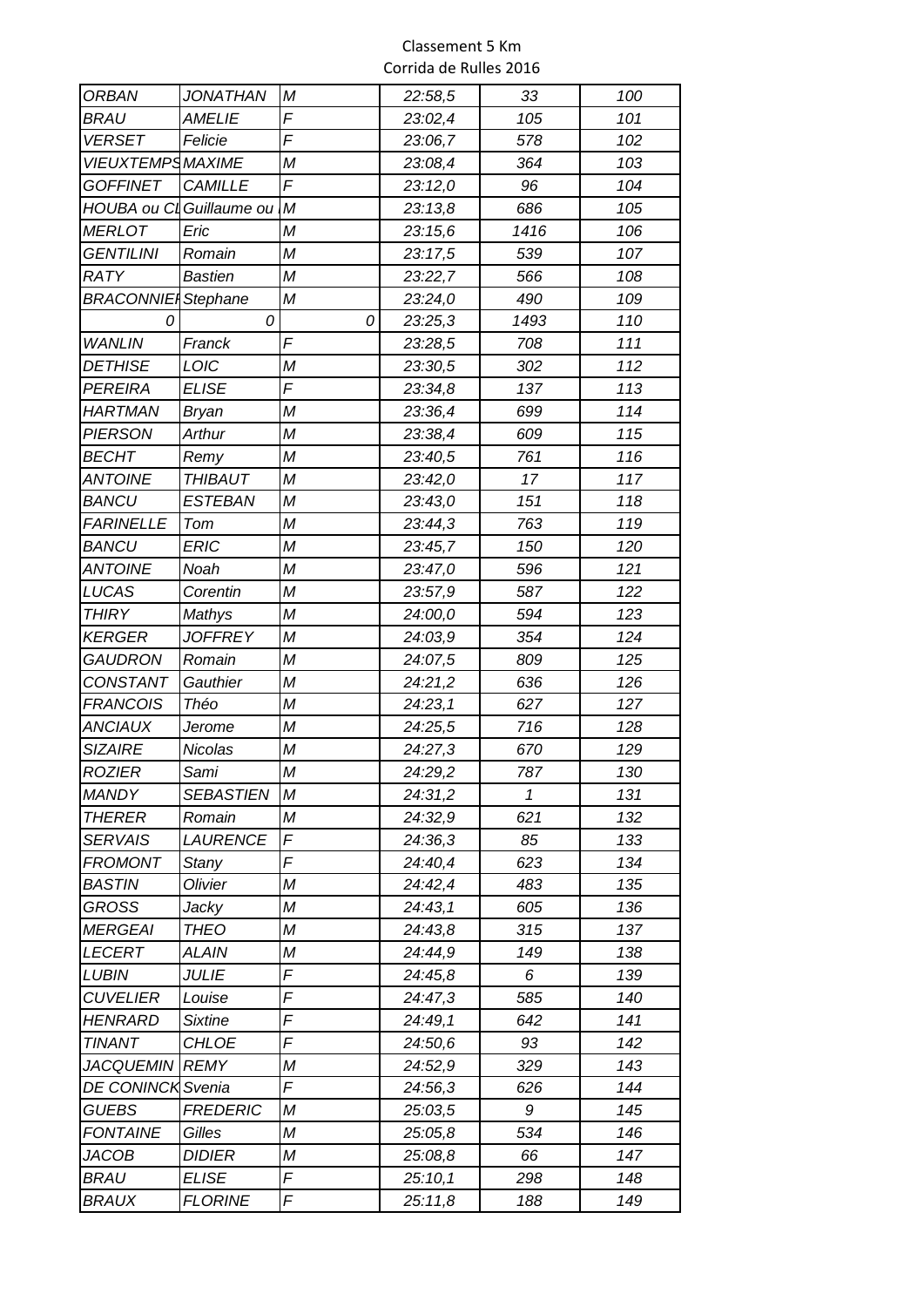Classement 5 Km

Corrida de Rulles 2016

| | | | | | |
|---|---|---|---|---|---|
| ORBAN | JONATHAN | M | 22:58,5 | 33 | 100 |
| BRAU | AMELIE | F | 23:02,4 | 105 | 101 |
| VERSET | Felicie | F | 23:06,7 | 578 | 102 |
| VIEUXTEMPS | MAXIME | M | 23:08,4 | 364 | 103 |
| GOFFINET | CAMILLE | F | 23:12,0 | 96 | 104 |
| HOUBA ou Cl | Guillaume ou | M | 23:13,8 | 686 | 105 |
| MERLOT | Eric | M | 23:15,6 | 1416 | 106 |
| GENTILINI | Romain | M | 23:17,5 | 539 | 107 |
| RATY | Bastien | M | 23:22,7 | 566 | 108 |
| BRACONNIEI | Stephane | M | 23:24,0 | 490 | 109 |
| 0 | 0 | 0 | 23:25,3 | 1493 | 110 |
| WANLIN | Franck | F | 23:28,5 | 708 | 111 |
| DETHISE | LOIC | M | 23:30,5 | 302 | 112 |
| PEREIRA | ELISE | F | 23:34,8 | 137 | 113 |
| HARTMAN | Bryan | M | 23:36,4 | 699 | 114 |
| PIERSON | Arthur | M | 23:38,4 | 609 | 115 |
| BECHT | Remy | M | 23:40,5 | 761 | 116 |
| ANTOINE | THIBAUT | M | 23:42,0 | 17 | 117 |
| BANCU | ESTEBAN | M | 23:43,0 | 151 | 118 |
| FARINELLE | Tom | M | 23:44,3 | 763 | 119 |
| BANCU | ERIC | M | 23:45,7 | 150 | 120 |
| ANTOINE | Noah | M | 23:47,0 | 596 | 121 |
| LUCAS | Corentin | M | 23:57,9 | 587 | 122 |
| THIRY | Mathys | M | 24:00,0 | 594 | 123 |
| KERGER | JOFFREY | M | 24:03,9 | 354 | 124 |
| GAUDRON | Romain | M | 24:07,5 | 809 | 125 |
| CONSTANT | Gauthier | M | 24:21,2 | 636 | 126 |
| FRANCOIS | Théo | M | 24:23,1 | 627 | 127 |
| ANCIAUX | Jerome | M | 24:25,5 | 716 | 128 |
| SIZAIRE | Nicolas | M | 24:27,3 | 670 | 129 |
| ROZIER | Sami | M | 24:29,2 | 787 | 130 |
| MANDY | SEBASTIEN | M | 24:31,2 | 1 | 131 |
| THERER | Romain | M | 24:32,9 | 621 | 132 |
| SERVAIS | LAURENCE | F | 24:36,3 | 85 | 133 |
| FROMONT | Stany | F | 24:40,4 | 623 | 134 |
| BASTIN | Olivier | M | 24:42,4 | 483 | 135 |
| GROSS | Jacky | M | 24:43,1 | 605 | 136 |
| MERGEAI | THEO | M | 24:43,8 | 315 | 137 |
| LECERT | ALAIN | M | 24:44,9 | 149 | 138 |
| LUBIN | JULIE | F | 24:45,8 | 6 | 139 |
| CUVELIER | Louise | F | 24:47,3 | 585 | 140 |
| HENRARD | Sixtine | F | 24:49,1 | 642 | 141 |
| TINANT | CHLOE | F | 24:50,6 | 93 | 142 |
| JACQUEMIN | REMY | M | 24:52,9 | 329 | 143 |
| DE CONINCK | Svenia | F | 24:56,3 | 626 | 144 |
| GUEBS | FREDERIC | M | 25:03,5 | 9 | 145 |
| FONTAINE | Gilles | M | 25:05,8 | 534 | 146 |
| JACOB | DIDIER | M | 25:08,8 | 66 | 147 |
| BRAU | ELISE | F | 25:10,1 | 298 | 148 |
| BRAUX | FLORINE | F | 25:11,8 | 188 | 149 |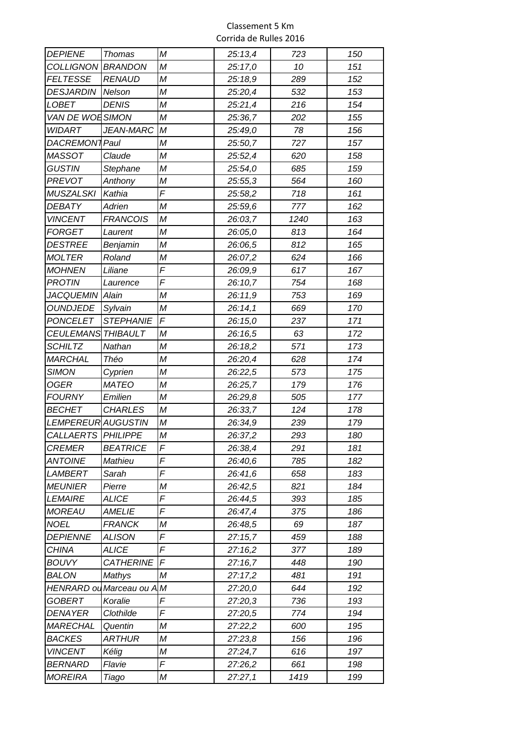Classement 5 Km
Corrida de Rulles 2016

| | | | | | |
|---|---|---|---|---|---|
| *DEPIENE* | *Thomas* | *M* | *25:13,4* | *723* | *150* |
| *COLLIGNON* | *BRANDON* | *M* | *25:17,0* | *10* | *151* |
| *FELTESSE* | *RENAUD* | *M* | *25:18,9* | *289* | *152* |
| *DESJARDIN* | *Nelson* | *M* | *25:20,4* | *532* | *153* |
| *LOBET* | *DENIS* | *M* | *25:21,4* | *216* | *154* |
| *VAN DE WOE* | *SIMON* | *M* | *25:36,7* | *202* | *155* |
| *WIDART* | *JEAN-MARC* | *M* | *25:49,0* | *78* | *156* |
| *DACREMONT* | *Paul* | *M* | *25:50,7* | *727* | *157* |
| *MASSOT* | *Claude* | *M* | *25:52,4* | *620* | *158* |
| *GUSTIN* | *Stephane* | *M* | *25:54,0* | *685* | *159* |
| *PREVOT* | *Anthony* | *M* | *25:55,3* | *564* | *160* |
| *MUSZALSKI* | *Kathia* | *F* | *25:58,2* | *718* | *161* |
| *DEBATY* | *Adrien* | *M* | *25:59,6* | *777* | *162* |
| *VINCENT* | *FRANCOIS* | *M* | *26:03,7* | *1240* | *163* |
| *FORGET* | *Laurent* | *M* | *26:05,0* | *813* | *164* |
| *DESTREE* | *Benjamin* | *M* | *26:06,5* | *812* | *165* |
| *MOLTER* | *Roland* | *M* | *26:07,2* | *624* | *166* |
| *MOHNEN* | *Liliane* | *F* | *26:09,9* | *617* | *167* |
| *PROTIN* | *Laurence* | *F* | *26:10,7* | *754* | *168* |
| *JACQUEMIN* | *Alain* | *M* | *26:11,9* | *753* | *169* |
| *OUNDJEDE* | *Sylvain* | *M* | *26:14,1* | *669* | *170* |
| *PONCELET* | *STEPHANIE* | *F* | *26:15,0* | *237* | *171* |
| *CEULEMANS* | *THIBAULT* | *M* | *26:16,5* | *63* | *172* |
| *SCHILTZ* | *Nathan* | *M* | *26:18,2* | *571* | *173* |
| *MARCHAL* | *Théo* | *M* | *26:20,4* | *628* | *174* |
| *SIMON* | *Cyprien* | *M* | *26:22,5* | *573* | *175* |
| *OGER* | *MATEO* | *M* | *26:25,7* | *179* | *176* |
| *FOURNY* | *Emilien* | *M* | *26:29,8* | *505* | *177* |
| *BECHET* | *CHARLES* | *M* | *26:33,7* | *124* | *178* |
| *LEMPEREUR* | *AUGUSTIN* | *M* | *26:34,9* | *239* | *179* |
| *CALLAERTS* | *PHILIPPE* | *M* | *26:37,2* | *293* | *180* |
| *CREMER* | *BEATRICE* | *F* | *26:38,4* | *291* | *181* |
| *ANTOINE* | *Mathieu* | *F* | *26:40,6* | *785* | *182* |
| *LAMBERT* | *Sarah* | *F* | *26:41,6* | *658* | *183* |
| *MEUNIER* | *Pierre* | *M* | *26:42,5* | *821* | *184* |
| *LEMAIRE* | *ALICE* | *F* | *26:44,5* | *393* | *185* |
| *MOREAU* | *AMELIE* | *F* | *26:47,4* | *375* | *186* |
| *NOEL* | *FRANCK* | *M* | *26:48,5* | *69* | *187* |
| *DEPIENNE* | *ALISON* | *F* | *27:15,7* | *459* | *188* |
| *CHINA* | *ALICE* | *F* | *27:16,2* | *377* | *189* |
| *BOUVY* | *CATHERINE* | *F* | *27:16,7* | *448* | *190* |
| *BALON* | *Mathys* | *M* | *27:17,2* | *481* | *191* |
| *HENRARD ou* | *Marceau ou A* | *M* | *27:20,0* | *644* | *192* |
| *GOBERT* | *Koralie* | *F* | *27:20,3* | *736* | *193* |
| *DENAYER* | *Clothilde* | *F* | *27:20,5* | *774* | *194* |
| *MARECHAL* | *Quentin* | *M* | *27:22,2* | *600* | *195* |
| *BACKES* | *ARTHUR* | *M* | *27:23,8* | *156* | *196* |
| *VINCENT* | *Kélig* | *M* | *27:24,7* | *616* | *197* |
| *BERNARD* | *Flavie* | *F* | *27:26,2* | *661* | *198* |
| *MOREIRA* | *Tiago* | *M* | *27:27,1* | *1419* | *199* |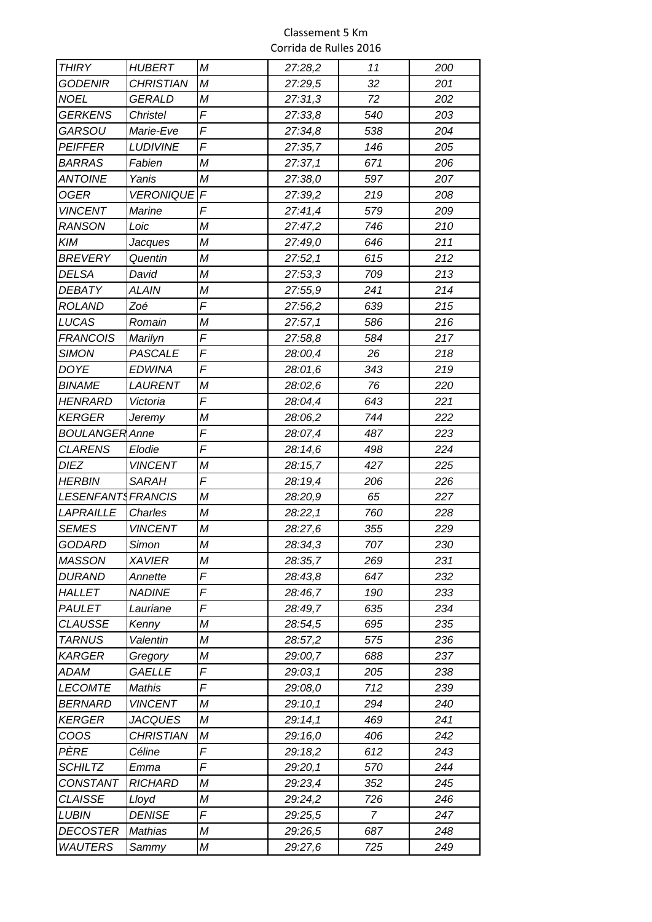Classement 5 Km
Corrida de Rulles 2016

| | | | | | |
|---|---|---|---|---|---|
| THIRY | HUBERT | M | 27:28,2 | 11 | 200 |
| GODENIR | CHRISTIAN | M | 27:29,5 | 32 | 201 |
| NOEL | GERALD | M | 27:31,3 | 72 | 202 |
| GERKENS | Christel | F | 27:33,8 | 540 | 203 |
| GARSOU | Marie-Eve | F | 27:34,8 | 538 | 204 |
| PEIFFER | LUDIVINE | F | 27:35,7 | 146 | 205 |
| BARRAS | Fabien | M | 27:37,1 | 671 | 206 |
| ANTOINE | Yanis | M | 27:38,0 | 597 | 207 |
| OGER | VERONIQUE | F | 27:39,2 | 219 | 208 |
| VINCENT | Marine | F | 27:41,4 | 579 | 209 |
| RANSON | Loic | M | 27:47,2 | 746 | 210 |
| KIM | Jacques | M | 27:49,0 | 646 | 211 |
| BREVERY | Quentin | M | 27:52,1 | 615 | 212 |
| DELSA | David | M | 27:53,3 | 709 | 213 |
| DEBATY | ALAIN | M | 27:55,9 | 241 | 214 |
| ROLAND | Zoé | F | 27:56,2 | 639 | 215 |
| LUCAS | Romain | M | 27:57,1 | 586 | 216 |
| FRANCOIS | Marilyn | F | 27:58,8 | 584 | 217 |
| SIMON | PASCALE | F | 28:00,4 | 26 | 218 |
| DOYE | EDWINA | F | 28:01,6 | 343 | 219 |
| BINAME | LAURENT | M | 28:02,6 | 76 | 220 |
| HENRARD | Victoria | F | 28:04,4 | 643 | 221 |
| KERGER | Jeremy | M | 28:06,2 | 744 | 222 |
| BOULANGER | Anne | F | 28:07,4 | 487 | 223 |
| CLARENS | Elodie | F | 28:14,6 | 498 | 224 |
| DIEZ | VINCENT | M | 28:15,7 | 427 | 225 |
| HERBIN | SARAH | F | 28:19,4 | 206 | 226 |
| LESENFANTS | FRANCIS | M | 28:20,9 | 65 | 227 |
| LAPRAILLE | Charles | M | 28:22,1 | 760 | 228 |
| SEMES | VINCENT | M | 28:27,6 | 355 | 229 |
| GODARD | Simon | M | 28:34,3 | 707 | 230 |
| MASSON | XAVIER | M | 28:35,7 | 269 | 231 |
| DURAND | Annette | F | 28:43,8 | 647 | 232 |
| HALLET | NADINE | F | 28:46,7 | 190 | 233 |
| PAULET | Lauriane | F | 28:49,7 | 635 | 234 |
| CLAUSSE | Kenny | M | 28:54,5 | 695 | 235 |
| TARNUS | Valentin | M | 28:57,2 | 575 | 236 |
| KARGER | Gregory | M | 29:00,7 | 688 | 237 |
| ADAM | GAELLE | F | 29:03,1 | 205 | 238 |
| LECOMTE | Mathis | F | 29:08,0 | 712 | 239 |
| BERNARD | VINCENT | M | 29:10,1 | 294 | 240 |
| KERGER | JACQUES | M | 29:14,1 | 469 | 241 |
| COOS | CHRISTIAN | M | 29:16,0 | 406 | 242 |
| PÈRE | Céline | F | 29:18,2 | 612 | 243 |
| SCHILTZ | Emma | F | 29:20,1 | 570 | 244 |
| CONSTANT | RICHARD | M | 29:23,4 | 352 | 245 |
| CLAISSE | Lloyd | M | 29:24,2 | 726 | 246 |
| LUBIN | DENISE | F | 29:25,5 | 7 | 247 |
| DECOSTER | Mathias | M | 29:26,5 | 687 | 248 |
| WAUTERS | Sammy | M | 29:27,6 | 725 | 249 |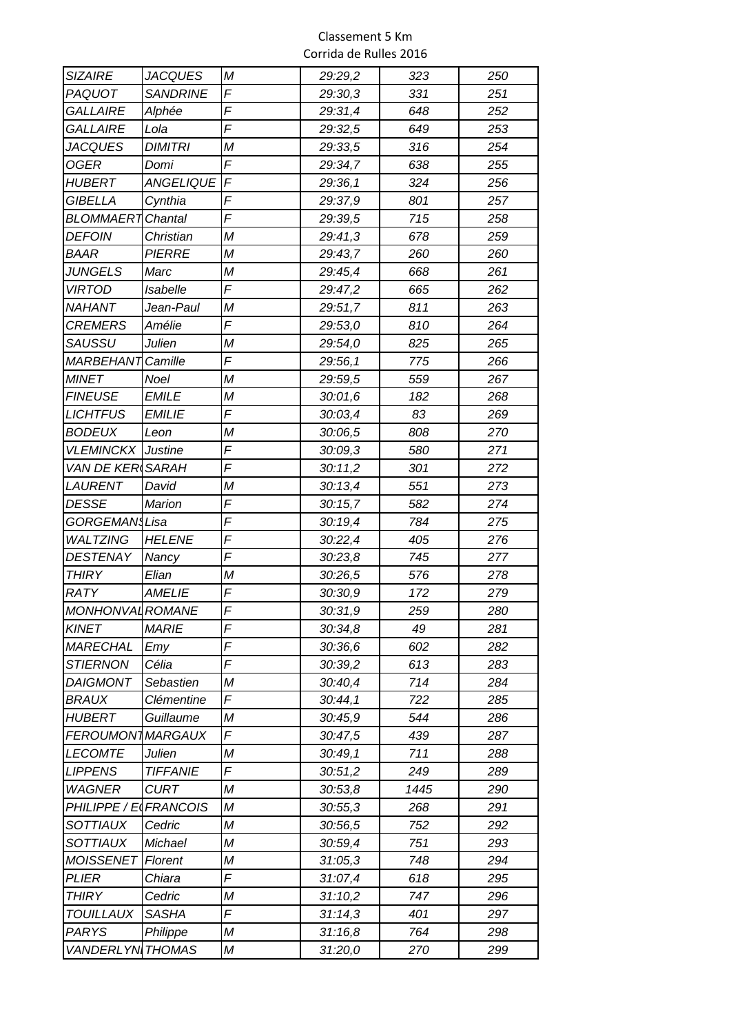Classement 5 Km
Corrida de Rulles 2016

| | | | | | |
|---|---|---|---|---|---|
| SIZAIRE | JACQUES | M | 29:29,2 | 323 | 250 |
| PAQUOT | SANDRINE | F | 29:30,3 | 331 | 251 |
| GALLAIRE | Alphée | F | 29:31,4 | 648 | 252 |
| GALLAIRE | Lola | F | 29:32,5 | 649 | 253 |
| JACQUES | DIMITRI | M | 29:33,5 | 316 | 254 |
| OGER | Domi | F | 29:34,7 | 638 | 255 |
| HUBERT | ANGELIQUE | F | 29:36,1 | 324 | 256 |
| GIBELLA | Cynthia | F | 29:37,9 | 801 | 257 |
| BLOMMAERT | Chantal | F | 29:39,5 | 715 | 258 |
| DEFOIN | Christian | M | 29:41,3 | 678 | 259 |
| BAAR | PIERRE | M | 29:43,7 | 260 | 260 |
| JUNGELS | Marc | M | 29:45,4 | 668 | 261 |
| VIRTOD | Isabelle | F | 29:47,2 | 665 | 262 |
| NAHANT | Jean-Paul | M | 29:51,7 | 811 | 263 |
| CREMERS | Amélie | F | 29:53,0 | 810 | 264 |
| SAUSSU | Julien | M | 29:54,0 | 825 | 265 |
| MARBEHANT | Camille | F | 29:56,1 | 775 | 266 |
| MINET | Noel | M | 29:59,5 | 559 | 267 |
| FINEUSE | EMILE | M | 30:01,6 | 182 | 268 |
| LICHTFUS | EMILIE | F | 30:03,4 | 83 | 269 |
| BODEUX | Leon | M | 30:06,5 | 808 | 270 |
| VLEMINCKX | Justine | F | 30:09,3 | 580 | 271 |
| VAN DE KER | SARAH | F | 30:11,2 | 301 | 272 |
| LAURENT | David | M | 30:13,4 | 551 | 273 |
| DESSE | Marion | F | 30:15,7 | 582 | 274 |
| GORGEMANS | Lisa | F | 30:19,4 | 784 | 275 |
| WALTZING | HELENE | F | 30:22,4 | 405 | 276 |
| DESTENAY | Nancy | F | 30:23,8 | 745 | 277 |
| THIRY | Elian | M | 30:26,5 | 576 | 278 |
| RATY | AMELIE | F | 30:30,9 | 172 | 279 |
| MONHONVAL | ROMANE | F | 30:31,9 | 259 | 280 |
| KINET | MARIE | F | 30:34,8 | 49 | 281 |
| MARECHAL | Emy | F | 30:36,6 | 602 | 282 |
| STIERNON | Célia | F | 30:39,2 | 613 | 283 |
| DAIGMONT | Sebastien | M | 30:40,4 | 714 | 284 |
| BRAUX | Clémentine | F | 30:44,1 | 722 | 285 |
| HUBERT | Guillaume | M | 30:45,9 | 544 | 286 |
| FEROUMONT | MARGAUX | F | 30:47,5 | 439 | 287 |
| LECOMTE | Julien | M | 30:49,1 | 711 | 288 |
| LIPPENS | TIFFANIE | F | 30:51,2 | 249 | 289 |
| WAGNER | CURT | M | 30:53,8 | 1445 | 290 |
| PHILIPPE / E | FRANCOIS | M | 30:55,3 | 268 | 291 |
| SOTTIAUX | Cedric | M | 30:56,5 | 752 | 292 |
| SOTTIAUX | Michael | M | 30:59,4 | 751 | 293 |
| MOISSENET | Florent | M | 31:05,3 | 748 | 294 |
| PLIER | Chiara | F | 31:07,4 | 618 | 295 |
| THIRY | Cedric | M | 31:10,2 | 747 | 296 |
| TOUILLAUX | SASHA | F | 31:14,3 | 401 | 297 |
| PARYS | Philippe | M | 31:16,8 | 764 | 298 |
| VANDERLYN | THOMAS | M | 31:20,0 | 270 | 299 |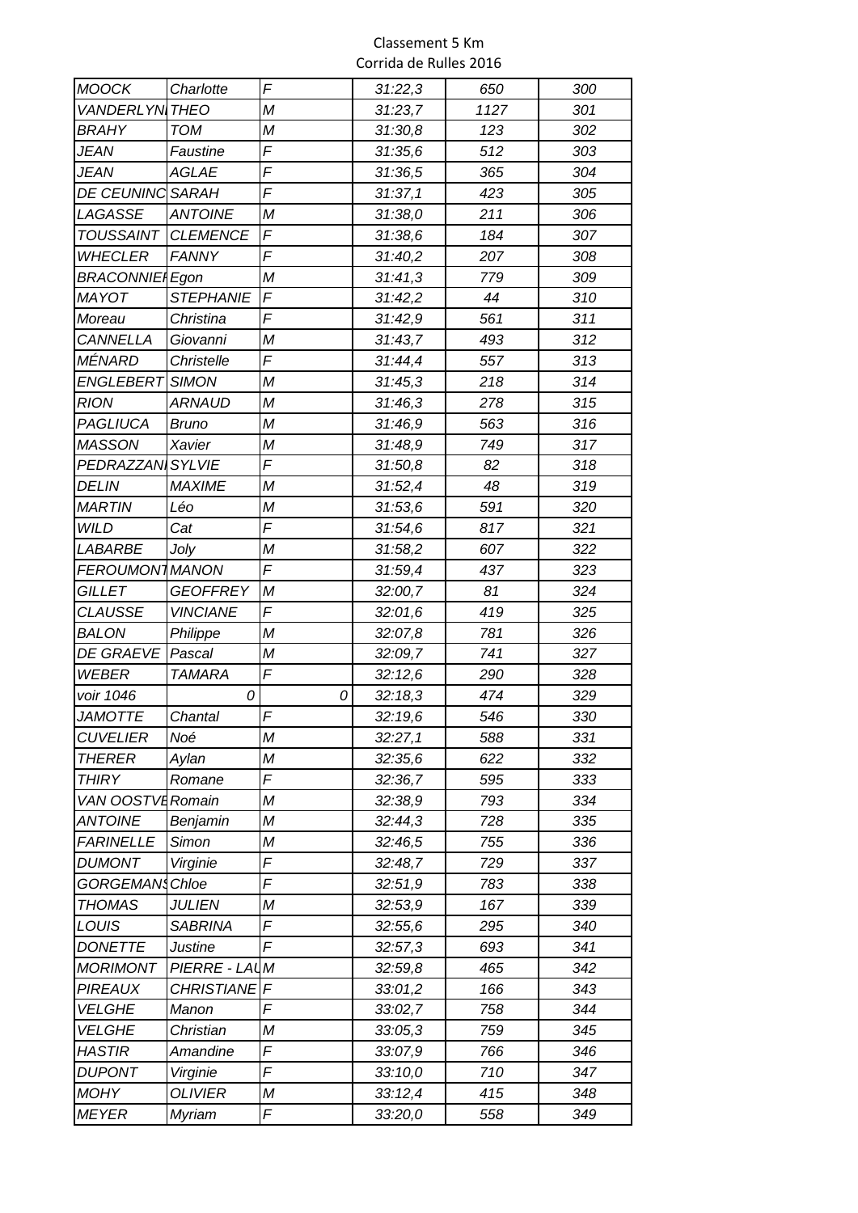Classement 5 Km
Corrida de Rulles 2016

| | | | | | |
|---|---|---|---|---|---|
| *MOOCK* | *Charlotte* | *F* | *31:22,3* | *650* | *300* |
| *VANDERLYN* | *THEO* | *M* | *31:23,7* | *1127* | *301* |
| *BRAHY* | *TOM* | *M* | *31:30,8* | *123* | *302* |
| *JEAN* | *Faustine* | *F* | *31:35,6* | *512* | *303* |
| *JEAN* | *AGLAE* | *F* | *31:36,5* | *365* | *304* |
| *DE CEUNINC* | *SARAH* | *F* | *31:37,1* | *423* | *305* |
| *LAGASSE* | *ANTOINE* | *M* | *31:38,0* | *211* | *306* |
| *TOUSSAINT* | *CLEMENCE* | *F* | *31:38,6* | *184* | *307* |
| *WHECLER* | *FANNY* | *F* | *31:40,2* | *207* | *308* |
| *BRACONNIEI* | *Egon* | *M* | *31:41,3* | *779* | *309* |
| *MAYOT* | *STEPHANIE* | *F* | *31:42,2* | *44* | *310* |
| *Moreau* | *Christina* | *F* | *31:42,9* | *561* | *311* |
| *CANNELLA* | *Giovanni* | *M* | *31:43,7* | *493* | *312* |
| *MÉNARD* | *Christelle* | *F* | *31:44,4* | *557* | *313* |
| *ENGLEBERT* | *SIMON* | *M* | *31:45,3* | *218* | *314* |
| *RION* | *ARNAUD* | *M* | *31:46,3* | *278* | *315* |
| *PAGLIUCA* | *Bruno* | *M* | *31:46,9* | *563* | *316* |
| *MASSON* | *Xavier* | *M* | *31:48,9* | *749* | *317* |
| *PEDRAZZANI* | *SYLVIE* | *F* | *31:50,8* | *82* | *318* |
| *DELIN* | *MAXIME* | *M* | *31:52,4* | *48* | *319* |
| *MARTIN* | *Léo* | *M* | *31:53,6* | *591* | *320* |
| *WILD* | *Cat* | *F* | *31:54,6* | *817* | *321* |
| *LABARBE* | *Joly* | *M* | *31:58,2* | *607* | *322* |
| *FEROUMONT* | *MANON* | *F* | *31:59,4* | *437* | *323* |
| *GILLET* | *GEOFFREY* | *M* | *32:00,7* | *81* | *324* |
| *CLAUSSE* | *VINCIANE* | *F* | *32:01,6* | *419* | *325* |
| *BALON* | *Philippe* | *M* | *32:07,8* | *781* | *326* |
| *DE GRAEVE* | *Pascal* | *M* | *32:09,7* | *741* | *327* |
| *WEBER* | *TAMARA* | *F* | *32:12,6* | *290* | *328* |
| *voir 1046* | *0* | *0* | *32:18,3* | *474* | *329* |
| *JAMOTTE* | *Chantal* | *F* | *32:19,6* | *546* | *330* |
| *CUVELIER* | *Noé* | *M* | *32:27,1* | *588* | *331* |
| *THERER* | *Aylan* | *M* | *32:35,6* | *622* | *332* |
| *THIRY* | *Romane* | *F* | *32:36,7* | *595* | *333* |
| *VAN OOSTVE* | *Romain* | *M* | *32:38,9* | *793* | *334* |
| *ANTOINE* | *Benjamin* | *M* | *32:44,3* | *728* | *335* |
| *FARINELLE* | *Simon* | *M* | *32:46,5* | *755* | *336* |
| *DUMONT* | *Virginie* | *F* | *32:48,7* | *729* | *337* |
| *GORGEMANS* | *Chloe* | *F* | *32:51,9* | *783* | *338* |
| *THOMAS* | *JULIEN* | *M* | *32:53,9* | *167* | *339* |
| *LOUIS* | *SABRINA* | *F* | *32:55,6* | *295* | *340* |
| *DONETTE* | *Justine* | *F* | *32:57,3* | *693* | *341* |
| *MORIMONT* | *PIERRE - LAU* | *M* | *32:59,8* | *465* | *342* |
| *PIREAUX* | *CHRISTIANE* | *F* | *33:01,2* | *166* | *343* |
| *VELGHE* | *Manon* | *F* | *33:02,7* | *758* | *344* |
| *VELGHE* | *Christian* | *M* | *33:05,3* | *759* | *345* |
| *HASTIR* | *Amandine* | *F* | *33:07,9* | *766* | *346* |
| *DUPONT* | *Virginie* | *F* | *33:10,0* | *710* | *347* |
| *MOHY* | *OLIVIER* | *M* | *33:12,4* | *415* | *348* |
| *MEYER* | *Myriam* | *F* | *33:20,0* | *558* | *349* |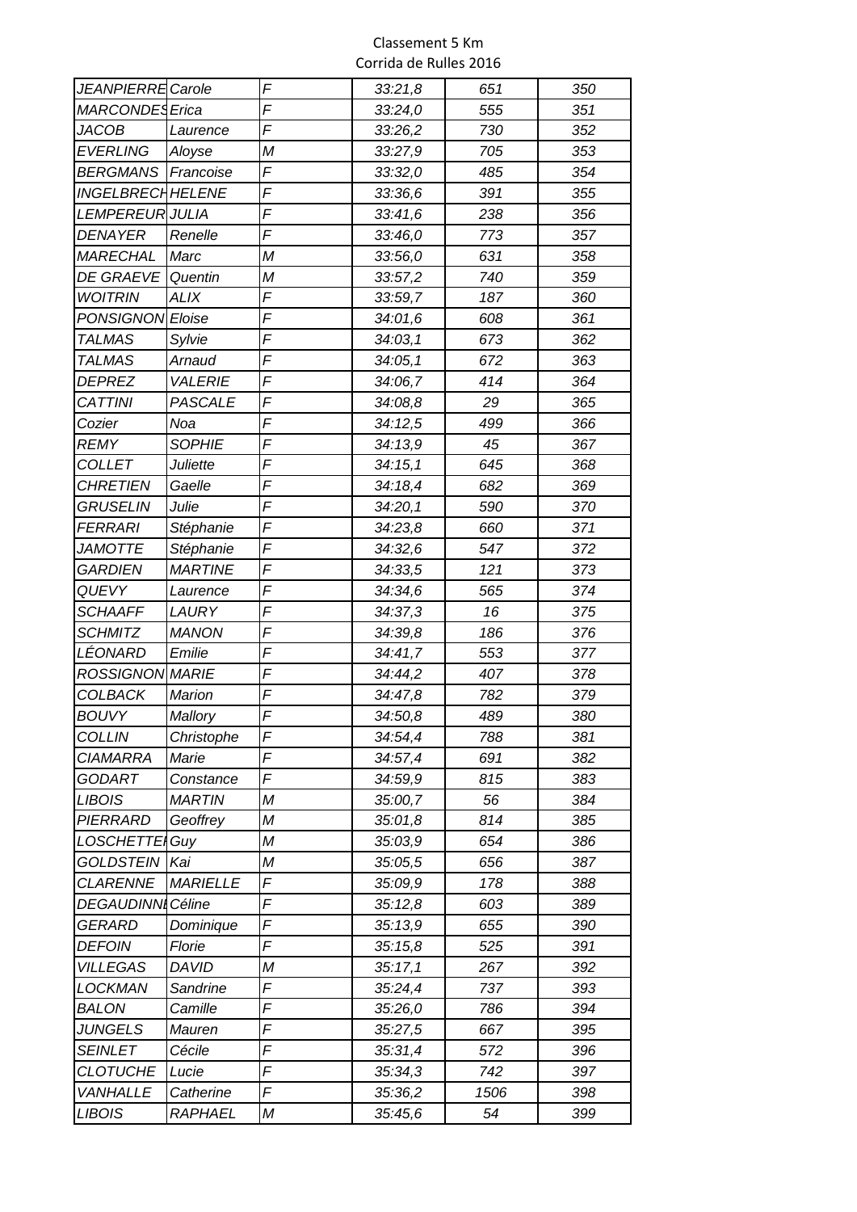Classement 5 Km
Corrida de Rulles 2016

| | | | | | |
|---|---|---|---|---|---|
| JEANPIERRE | Carole | F | 33:21,8 | 651 | 350 |
| MARCONDES | Erica | F | 33:24,0 | 555 | 351 |
| JACOB | Laurence | F | 33:26,2 | 730 | 352 |
| EVERLING | Aloyse | M | 33:27,9 | 705 | 353 |
| BERGMANS | Francoise | F | 33:32,0 | 485 | 354 |
| INGELBRECH | HELENE | F | 33:36,6 | 391 | 355 |
| LEMPEREUR | JULIA | F | 33:41,6 | 238 | 356 |
| DENAYER | Renelle | F | 33:46,0 | 773 | 357 |
| MARECHAL | Marc | M | 33:56,0 | 631 | 358 |
| DE GRAEVE | Quentin | M | 33:57,2 | 740 | 359 |
| WOITRIN | ALIX | F | 33:59,7 | 187 | 360 |
| PONSIGNON | Eloise | F | 34:01,6 | 608 | 361 |
| TALMAS | Sylvie | F | 34:03,1 | 673 | 362 |
| TALMAS | Arnaud | F | 34:05,1 | 672 | 363 |
| DEPREZ | VALERIE | F | 34:06,7 | 414 | 364 |
| CATTINI | PASCALE | F | 34:08,8 | 29 | 365 |
| Cozier | Noa | F | 34:12,5 | 499 | 366 |
| REMY | SOPHIE | F | 34:13,9 | 45 | 367 |
| COLLET | Juliette | F | 34:15,1 | 645 | 368 |
| CHRETIEN | Gaelle | F | 34:18,4 | 682 | 369 |
| GRUSELIN | Julie | F | 34:20,1 | 590 | 370 |
| FERRARI | Stéphanie | F | 34:23,8 | 660 | 371 |
| JAMOTTE | Stéphanie | F | 34:32,6 | 547 | 372 |
| GARDIEN | MARTINE | F | 34:33,5 | 121 | 373 |
| QUEVY | Laurence | F | 34:34,6 | 565 | 374 |
| SCHAAFF | LAURY | F | 34:37,3 | 16 | 375 |
| SCHMITZ | MANON | F | 34:39,8 | 186 | 376 |
| LÉONARD | Emilie | F | 34:41,7 | 553 | 377 |
| ROSSIGNON | MARIE | F | 34:44,2 | 407 | 378 |
| COLBACK | Marion | F | 34:47,8 | 782 | 379 |
| BOUVY | Mallory | F | 34:50,8 | 489 | 380 |
| COLLIN | Christophe | F | 34:54,4 | 788 | 381 |
| CIAMARRA | Marie | F | 34:57,4 | 691 | 382 |
| GODART | Constance | F | 34:59,9 | 815 | 383 |
| LIBOIS | MARTIN | M | 35:00,7 | 56 | 384 |
| PIERRARD | Geoffrey | M | 35:01,8 | 814 | 385 |
| LOSCHETTEI | Guy | M | 35:03,9 | 654 | 386 |
| GOLDSTEIN | Kai | M | 35:05,5 | 656 | 387 |
| CLARENNE | MARIELLE | F | 35:09,9 | 178 | 388 |
| DEGAUDINNI | Céline | F | 35:12,8 | 603 | 389 |
| GERARD | Dominique | F | 35:13,9 | 655 | 390 |
| DEFOIN | Florie | F | 35:15,8 | 525 | 391 |
| VILLEGAS | DAVID | M | 35:17,1 | 267 | 392 |
| LOCKMAN | Sandrine | F | 35:24,4 | 737 | 393 |
| BALON | Camille | F | 35:26,0 | 786 | 394 |
| JUNGELS | Mauren | F | 35:27,5 | 667 | 395 |
| SEINLET | Cécile | F | 35:31,4 | 572 | 396 |
| CLOTUCHE | Lucie | F | 35:34,3 | 742 | 397 |
| VANHALLE | Catherine | F | 35:36,2 | 1506 | 398 |
| LIBOIS | RAPHAEL | M | 35:45,6 | 54 | 399 |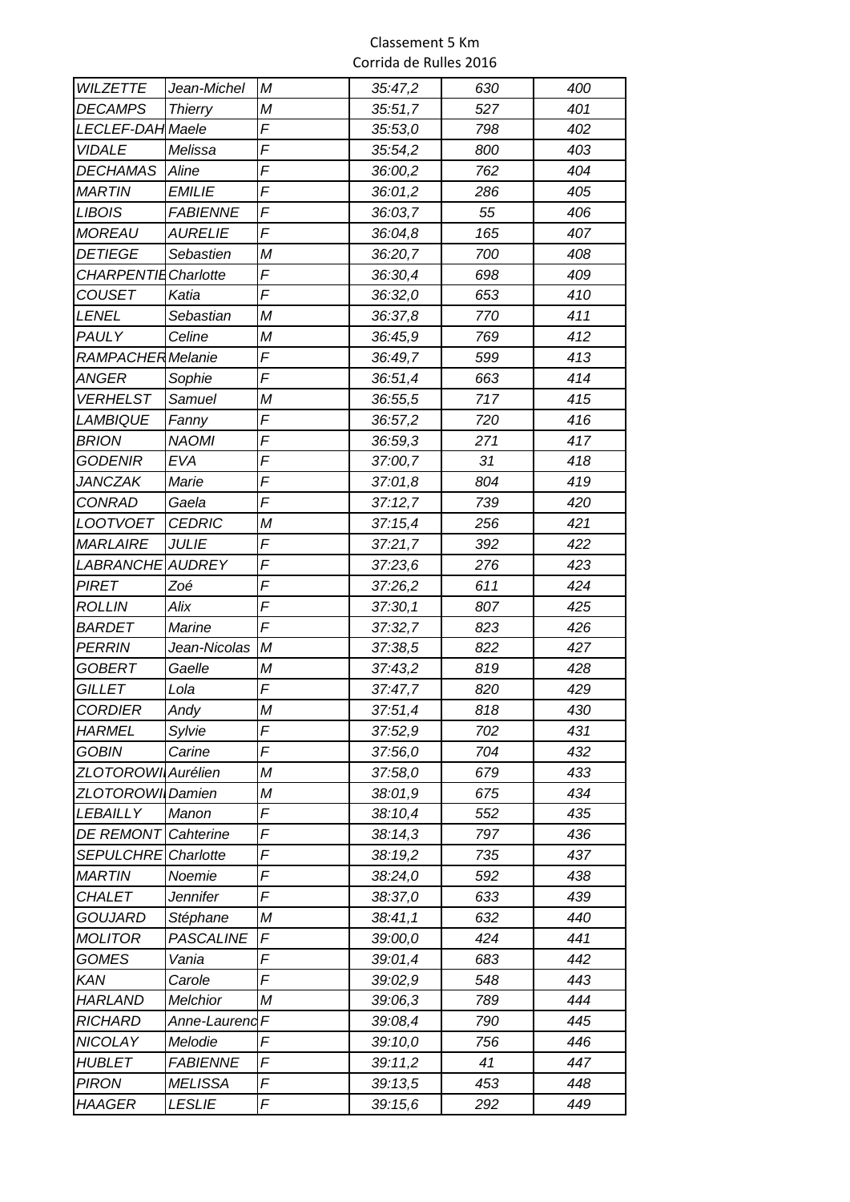Classement 5 Km
Corrida de Rulles 2016

| | | | | | |
|---|---|---|---|---|---|
| WILZETTE | Jean-Michel | M | 35:47,2 | 630 | 400 |
| DECAMPS | Thierry | M | 35:51,7 | 527 | 401 |
| LECLEF-DAH | Maele | F | 35:53,0 | 798 | 402 |
| VIDALE | Melissa | F | 35:54,2 | 800 | 403 |
| DECHAMAS | Aline | F | 36:00,2 | 762 | 404 |
| MARTIN | EMILIE | F | 36:01,2 | 286 | 405 |
| LIBOIS | FABIENNE | F | 36:03,7 | 55 | 406 |
| MOREAU | AURELIE | F | 36:04,8 | 165 | 407 |
| DETIEGE | Sebastien | M | 36:20,7 | 700 | 408 |
| CHARPENTIE | Charlotte | F | 36:30,4 | 698 | 409 |
| COUSET | Katia | F | 36:32,0 | 653 | 410 |
| LENEL | Sebastian | M | 36:37,8 | 770 | 411 |
| PAULY | Celine | M | 36:45,9 | 769 | 412 |
| RAMPACHER | Melanie | F | 36:49,7 | 599 | 413 |
| ANGER | Sophie | F | 36:51,4 | 663 | 414 |
| VERHELST | Samuel | M | 36:55,5 | 717 | 415 |
| LAMBIQUE | Fanny | F | 36:57,2 | 720 | 416 |
| BRION | NAOMI | F | 36:59,3 | 271 | 417 |
| GODENIR | EVA | F | 37:00,7 | 31 | 418 |
| JANCZAK | Marie | F | 37:01,8 | 804 | 419 |
| CONRAD | Gaela | F | 37:12,7 | 739 | 420 |
| LOOTVOET | CEDRIC | M | 37:15,4 | 256 | 421 |
| MARLAIRE | JULIE | F | 37:21,7 | 392 | 422 |
| LABRANCHE | AUDREY | F | 37:23,6 | 276 | 423 |
| PIRET | Zoé | F | 37:26,2 | 611 | 424 |
| ROLLIN | Alix | F | 37:30,1 | 807 | 425 |
| BARDET | Marine | F | 37:32,7 | 823 | 426 |
| PERRIN | Jean-Nicolas | M | 37:38,5 | 822 | 427 |
| GOBERT | Gaelle | M | 37:43,2 | 819 | 428 |
| GILLET | Lola | F | 37:47,7 | 820 | 429 |
| CORDIER | Andy | M | 37:51,4 | 818 | 430 |
| HARMEL | Sylvie | F | 37:52,9 | 702 | 431 |
| GOBIN | Carine | F | 37:56,0 | 704 | 432 |
| ZLOTOROWI | Aurélien | M | 37:58,0 | 679 | 433 |
| ZLOTOROWI | Damien | M | 38:01,9 | 675 | 434 |
| LEBAILLY | Manon | F | 38:10,4 | 552 | 435 |
| DE REMONT | Cahterine | F | 38:14,3 | 797 | 436 |
| SEPULCHRE | Charlotte | F | 38:19,2 | 735 | 437 |
| MARTIN | Noemie | F | 38:24,0 | 592 | 438 |
| CHALET | Jennifer | F | 38:37,0 | 633 | 439 |
| GOUJARD | Stéphane | M | 38:41,1 | 632 | 440 |
| MOLITOR | PASCALINE | F | 39:00,0 | 424 | 441 |
| GOMES | Vania | F | 39:01,4 | 683 | 442 |
| KAN | Carole | F | 39:02,9 | 548 | 443 |
| HARLAND | Melchior | M | 39:06,3 | 789 | 444 |
| RICHARD | Anne-Laurenc | F | 39:08,4 | 790 | 445 |
| NICOLAY | Melodie | F | 39:10,0 | 756 | 446 |
| HUBLET | FABIENNE | F | 39:11,2 | 41 | 447 |
| PIRON | MELISSA | F | 39:13,5 | 453 | 448 |
| HAAGER | LESLIE | F | 39:15,6 | 292 | 449 |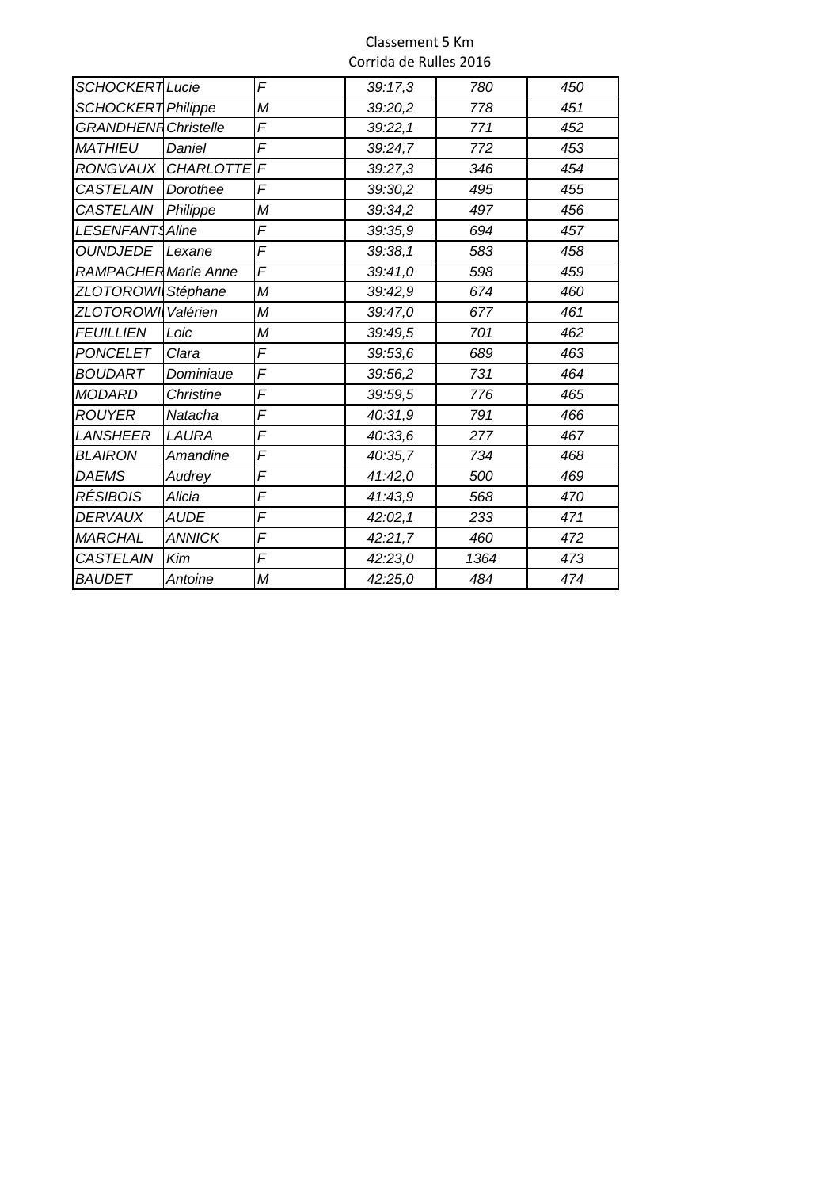Classement 5 Km

Corrida de Rulles 2016

| | | | | | |
|---|---|---|---|---|---|
| SCHOCKERT | Lucie | F | 39:17,3 | 780 | 450 |
| SCHOCKERT | Philippe | M | 39:20,2 | 778 | 451 |
| GRANDHENR | Christelle | F | 39:22,1 | 771 | 452 |
| MATHIEU | Daniel | F | 39:24,7 | 772 | 453 |
| RONGVAUX | CHARLOTTE | F | 39:27,3 | 346 | 454 |
| CASTELAIN | Dorothee | F | 39:30,2 | 495 | 455 |
| CASTELAIN | Philippe | M | 39:34,2 | 497 | 456 |
| LESENFANTS | Aline | F | 39:35,9 | 694 | 457 |
| OUNDJEDE | Lexane | F | 39:38,1 | 583 | 458 |
| RAMPACHER | Marie Anne | F | 39:41,0 | 598 | 459 |
| ZLOTOROWI | Stéphane | M | 39:42,9 | 674 | 460 |
| ZLOTOROWI | Valérien | M | 39:47,0 | 677 | 461 |
| FEUILLIEN | Loic | M | 39:49,5 | 701 | 462 |
| PONCELET | Clara | F | 39:53,6 | 689 | 463 |
| BOUDART | Dominiaue | F | 39:56,2 | 731 | 464 |
| MODARD | Christine | F | 39:59,5 | 776 | 465 |
| ROUYER | Natacha | F | 40:31,9 | 791 | 466 |
| LANSHEER | LAURA | F | 40:33,6 | 277 | 467 |
| BLAIRON | Amandine | F | 40:35,7 | 734 | 468 |
| DAEMS | Audrey | F | 41:42,0 | 500 | 469 |
| RÉSIBOIS | Alicia | F | 41:43,9 | 568 | 470 |
| DERVAUX | AUDE | F | 42:02,1 | 233 | 471 |
| MARCHAL | ANNICK | F | 42:21,7 | 460 | 472 |
| CASTELAIN | Kim | F | 42:23,0 | 1364 | 473 |
| BAUDET | Antoine | M | 42:25,0 | 484 | 474 |